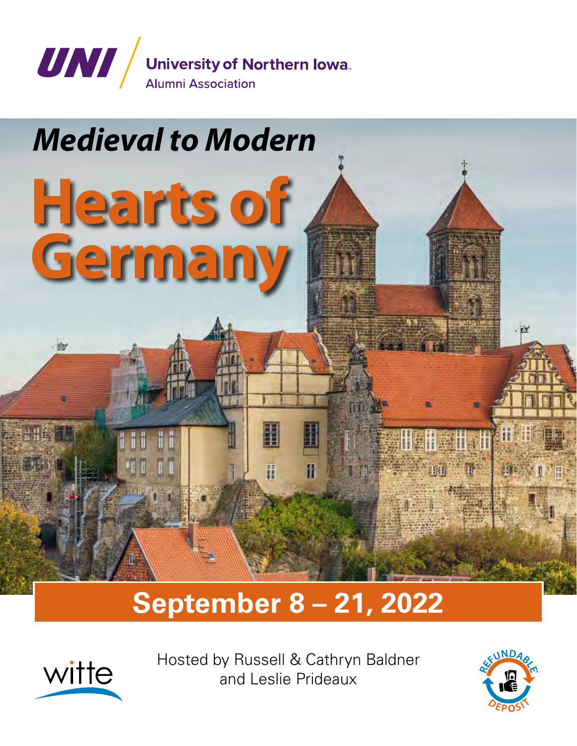UNI | University of Northern Iowa Alumni Association

*Medieval to Modern*

# Hearts of Germany

## September 8 – 21, 2022

witte

Hosted by Russell & Cathryn Baldner and Leslie Prideaux

REFUNDABLE DEPOSIT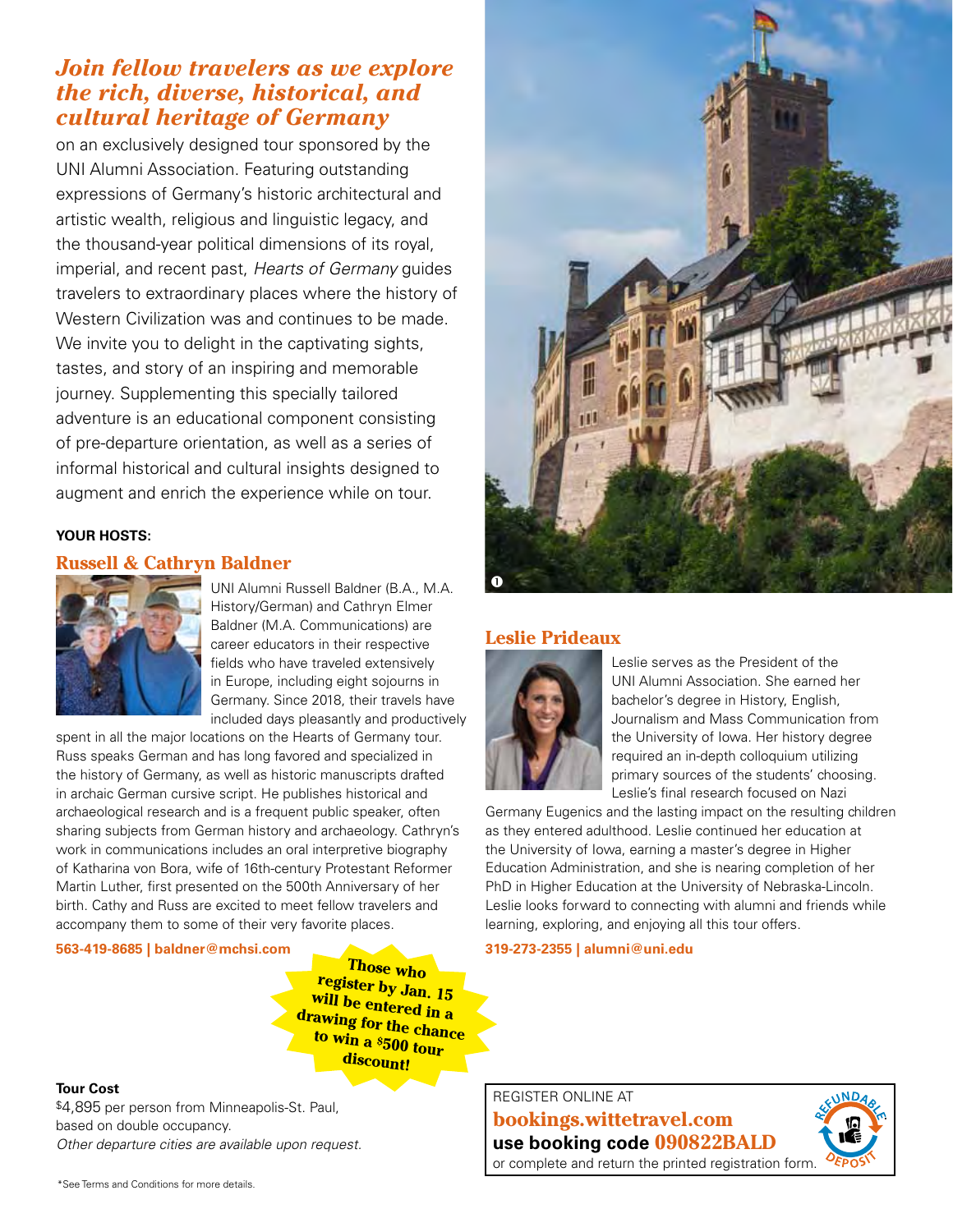## *Join fellow travelers as we explore the rich, diverse, historical, and cultural heritage of Germany*

on an exclusively designed tour sponsored by the UNI Alumni Association. Featuring outstanding expressions of Germany's historic architectural and artistic wealth, religious and linguistic legacy, and the thousand-year political dimensions of its royal, imperial, and recent past, *Hearts of Germany* guides travelers to extraordinary places where the history of Western Civilization was and continues to be made. We invite you to delight in the captivating sights, tastes, and story of an inspiring and memorable journey. Supplementing this specially tailored adventure is an educational component consisting of pre-departure orientation, as well as a series of informal historical and cultural insights designed to augment and enrich the experience while on tour.

**YOUR HOSTS:**

### Russell & Cathryn Baldner

UNI Alumni Russell Baldner (B.A., M.A. History/German) and Cathryn Elmer Baldner (M.A. Communications) are career educators in their respective fields who have traveled extensively in Europe, including eight sojourns in Germany. Since 2018, their travels have included days pleasantly and productively spent in all the major locations on the Hearts of Germany tour. Russ speaks German and has long favored and specialized in the history of Germany, as well as historic manuscripts drafted in archaic German cursive script. He publishes historical and archaeological research and is a frequent public speaker, often sharing subjects from German history and archaeology. Cathryn's work in communications includes an oral interpretive biography of Katharina von Bora, wife of 16th-century Protestant Reformer Martin Luther, first presented on the 500th Anniversary of her birth. Cathy and Russ are excited to meet fellow travelers and accompany them to some of their very favorite places.

**563-419-8685 | baldner@mchsi.com**

### Leslie Prideaux

Leslie serves as the President of the UNI Alumni Association. She earned her bachelor's degree in History, English, Journalism and Mass Communication from the University of Iowa. Her history degree required an in-depth colloquium utilizing primary sources of the students' choosing. Leslie's final research focused on Nazi Germany Eugenics and the lasting impact on the resulting children as they entered adulthood. Leslie continued her education at the University of Iowa, earning a master's degree in Higher Education Administration, and she is nearing completion of her PhD in Higher Education at the University of Nebraska-Lincoln. Leslie looks forward to connecting with alumni and friends while learning, exploring, and enjoying all this tour offers.

**319-273-2355 | alumni@uni.edu**

**Those who register by Jan. 15 will be entered in a drawing for the chance to win a $500 tour discount!**

**Tour Cost**

$4,895 per person from Minneapolis-St. Paul, based on double occupancy.

*Other departure cities are available upon request.*

REGISTER ONLINE AT
**bookings.wittetravel.com**
**use booking code 090822BALD**
or complete and return the printed registration form.

REFUNDABLE DEPOSIT

*See Terms and Conditions for more details.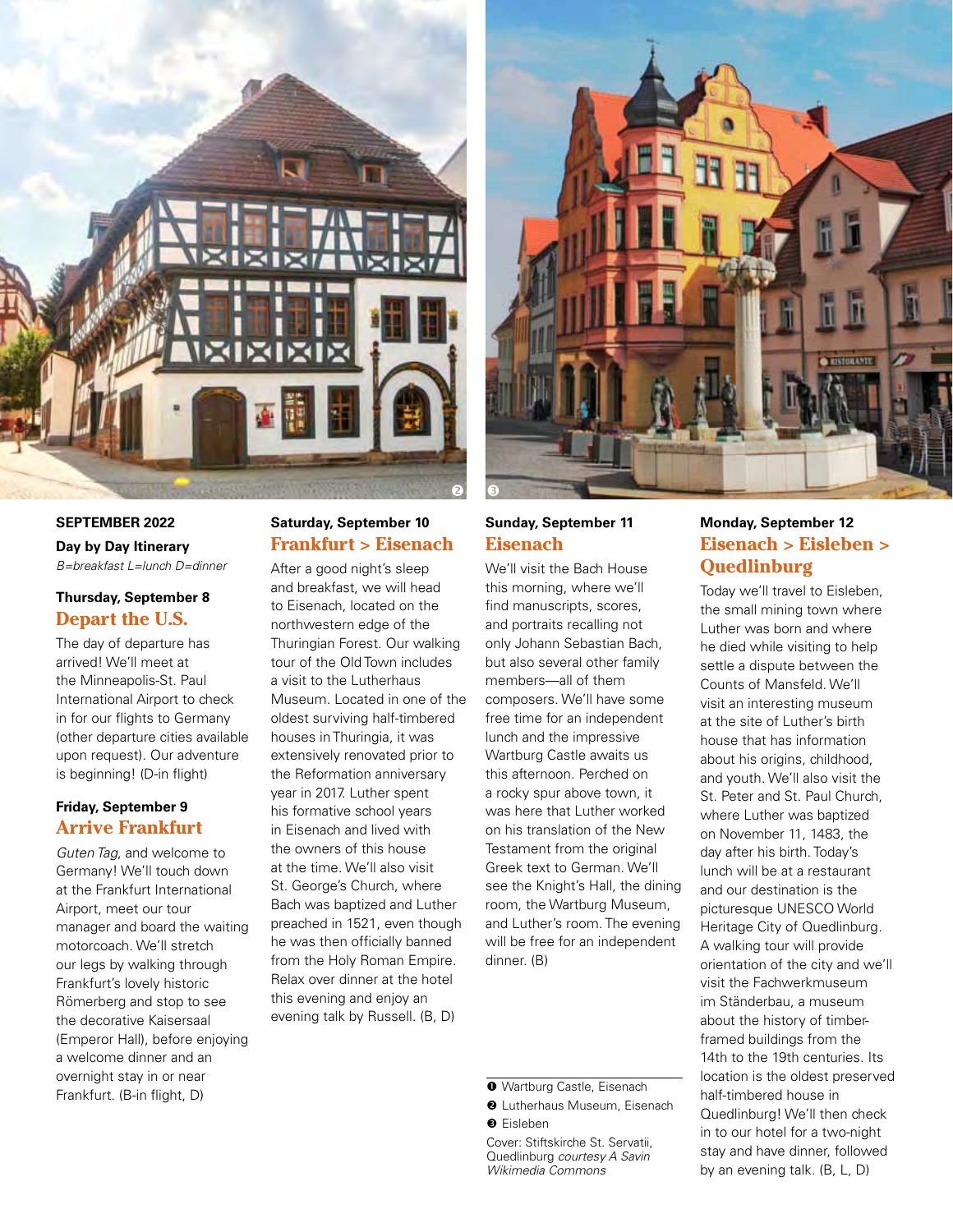**SEPTEMBER 2022**

**Day by Day Itinerary**

*B=breakfast L=lunch D=dinner*

**Thursday, September 8**

## Depart the U.S.

The day of departure has arrived! We'll meet at the Minneapolis-St. Paul International Airport to check in for our flights to Germany (other departure cities available upon request). Our adventure is beginning! (D-in flight)

**Friday, September 9**

## Arrive Frankfurt

*Guten Tag*, and welcome to Germany! We'll touch down at the Frankfurt International Airport, meet our tour manager and board the waiting motorcoach. We'll stretch our legs by walking through Frankfurt's lovely historic Römerberg and stop to see the decorative Kaisersaal (Emperor Hall), before enjoying a welcome dinner and an overnight stay in or near Frankfurt. (B-in flight, D)

**Saturday, September 10**

## Frankfurt > Eisenach

After a good night's sleep and breakfast, we will head to Eisenach, located on the northwestern edge of the Thuringian Forest. Our walking tour of the Old Town includes a visit to the Lutherhaus Museum. Located in one of the oldest surviving half-timbered houses in Thuringia, it was extensively renovated prior to the Reformation anniversary year in 2017. Luther spent his formative school years in Eisenach and lived with the owners of this house at the time. We'll also visit St. George's Church, where Bach was baptized and Luther preached in 1521, even though he was then officially banned from the Holy Roman Empire. Relax over dinner at the hotel this evening and enjoy an evening talk by Russell. (B, D)

**Sunday, September 11**

## Eisenach

We'll visit the Bach House this morning, where we'll find manuscripts, scores, and portraits recalling not only Johann Sebastian Bach, but also several other family members—all of them composers. We'll have some free time for an independent lunch and the impressive Wartburg Castle awaits us this afternoon. Perched on a rocky spur above town, it was here that Luther worked on his translation of the New Testament from the original Greek text to German. We'll see the Knight's Hall, the dining room, the Wartburg Museum, and Luther's room. The evening will be free for an independent dinner. (B)

**Monday, September 12**

## Eisenach > Eisleben > Quedlinburg

Today we'll travel to Eisleben, the small mining town where Luther was born and where he died while visiting to help settle a dispute between the Counts of Mansfeld. We'll visit an interesting museum at the site of Luther's birth house that has information about his origins, childhood, and youth. We'll also visit the St. Peter and St. Paul Church, where Luther was baptized on November 11, 1483, the day after his birth. Today's lunch will be at a restaurant and our destination is the picturesque UNESCO World Heritage City of Quedlinburg. A walking tour will provide orientation of the city and we'll visit the Fachwerkmuseum im Ständerbau, a museum about the history of timber-framed buildings from the 14th to the 19th centuries. Its location is the oldest preserved half-timbered house in Quedlinburg! We'll then check in to our hotel for a two-night stay and have dinner, followed by an evening talk. (B, L, D)

❶ Wartburg Castle, Eisenach
❷ Lutherhaus Museum, Eisenach
❸ Eisleben

Cover: Stiftskirche St. Servatii, Quedlinburg *courtesy A Savin Wikimedia Commons*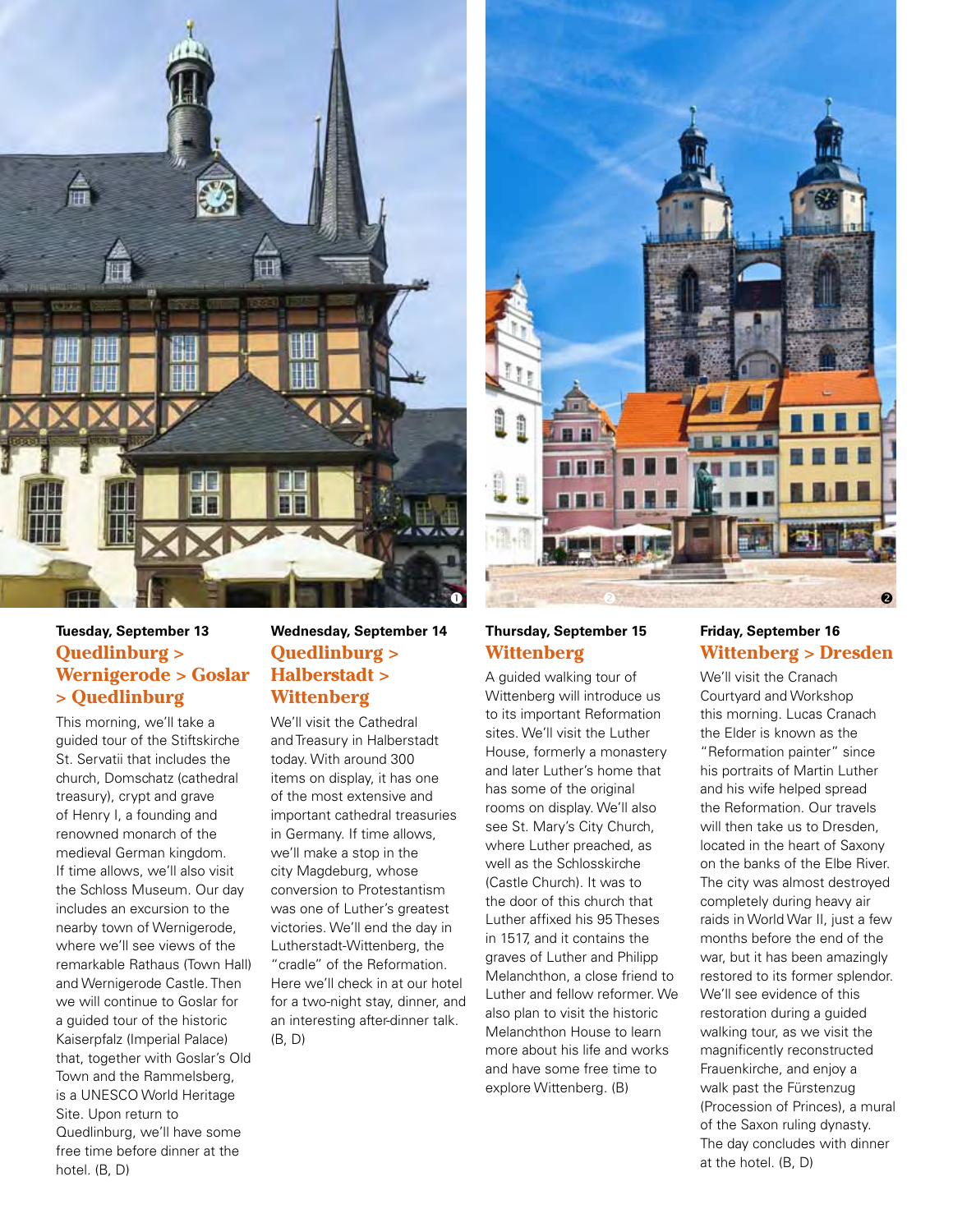**Tuesday, September 13**

## Quedlinburg > Wernigerode > Goslar > Quedlinburg

This morning, we'll take a guided tour of the Stiftskirche St. Servatii that includes the church, Domschatz (cathedral treasury), crypt and grave of Henry I, a founding and renowned monarch of the medieval German kingdom. If time allows, we'll also visit the Schloss Museum. Our day includes an excursion to the nearby town of Wernigerode, where we'll see views of the remarkable Rathaus (Town Hall) and Wernigerode Castle. Then we will continue to Goslar for a guided tour of the historic Kaiserpfalz (Imperial Palace) that, together with Goslar's Old Town and the Rammelsberg, is a UNESCO World Heritage Site. Upon return to Quedlinburg, we'll have some free time before dinner at the hotel. (B, D)

**Wednesday, September 14**

## Quedlinburg > Halberstadt > Wittenberg

We'll visit the Cathedral and Treasury in Halberstadt today. With around 300 items on display, it has one of the most extensive and important cathedral treasuries in Germany. If time allows, we'll make a stop in the city Magdeburg, whose conversion to Protestantism was one of Luther's greatest victories. We'll end the day in Lutherstadt-Wittenberg, the "cradle" of the Reformation. Here we'll check in at our hotel for a two-night stay, dinner, and an interesting after-dinner talk. (B, D)

**Thursday, September 15**

## Wittenberg

A guided walking tour of Wittenberg will introduce us to its important Reformation sites. We'll visit the Luther House, formerly a monastery and later Luther's home that has some of the original rooms on display. We'll also see St. Mary's City Church, where Luther preached, as well as the Schlosskirche (Castle Church). It was to the door of this church that Luther affixed his 95 Theses in 1517, and it contains the graves of Luther and Philipp Melanchthon, a close friend to Luther and fellow reformer. We also plan to visit the historic Melanchthon House to learn more about his life and works and have some free time to explore Wittenberg. (B)

**Friday, September 16**

## Wittenberg > Dresden

We'll visit the Cranach Courtyard and Workshop this morning. Lucas Cranach the Elder is known as the "Reformation painter" since his portraits of Martin Luther and his wife helped spread the Reformation. Our travels will then take us to Dresden, located in the heart of Saxony on the banks of the Elbe River. The city was almost destroyed completely during heavy air raids in World War II, just a few months before the end of the war, but it has been amazingly restored to its former splendor. We'll see evidence of this restoration during a guided walking tour, as we visit the magnificently reconstructed Frauenkirche, and enjoy a walk past the Fürstenzug (Procession of Princes), a mural of the Saxon ruling dynasty. The day concludes with dinner at the hotel. (B, D)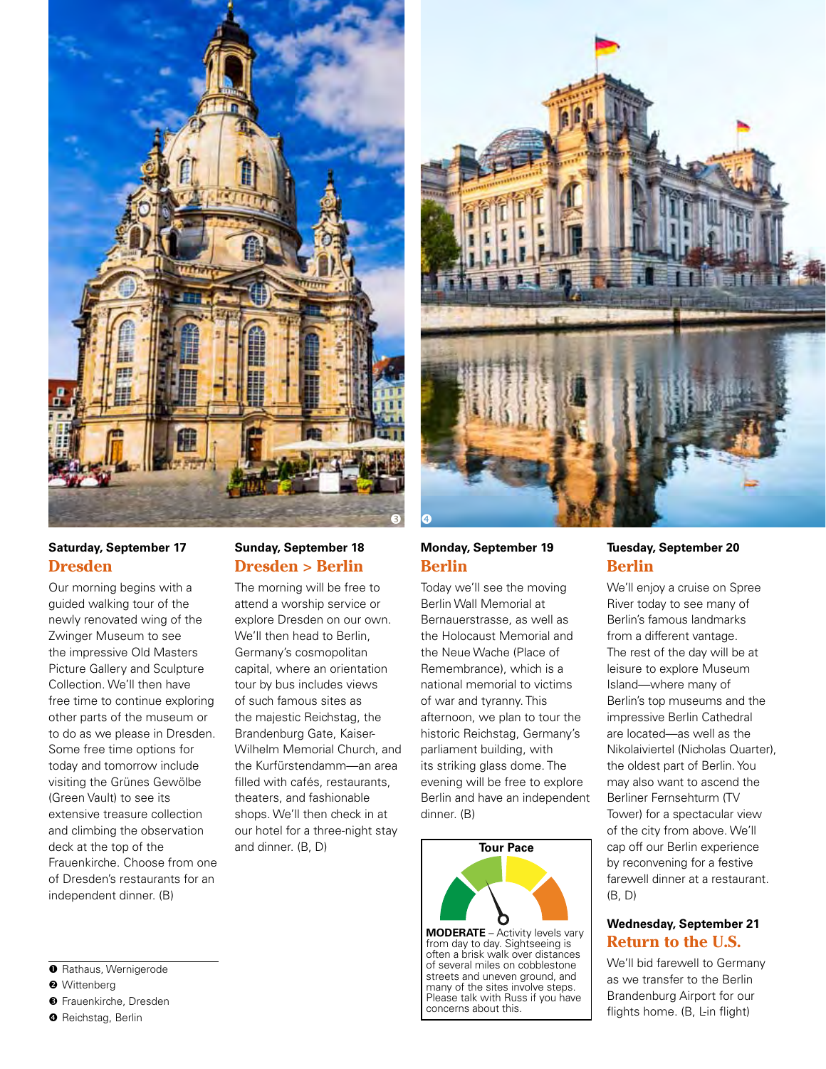**Saturday, September 17**

## Dresden

Our morning begins with a guided walking tour of the newly renovated wing of the Zwinger Museum to see the impressive Old Masters Picture Gallery and Sculpture Collection. We'll then have free time to continue exploring other parts of the museum or to do as we please in Dresden. Some free time options for today and tomorrow include visiting the Grünes Gewölbe (Green Vault) to see its extensive treasure collection and climbing the observation deck at the top of the Frauenkirche. Choose from one of Dresden's restaurants for an independent dinner. (B)

**Sunday, September 18**

## Dresden > Berlin

The morning will be free to attend a worship service or explore Dresden on our own. We'll then head to Berlin, Germany's cosmopolitan capital, where an orientation tour by bus includes views of such famous sites as the majestic Reichstag, the Brandenburg Gate, Kaiser-Wilhelm Memorial Church, and the Kurfürstendamm—an area filled with cafés, restaurants, theaters, and fashionable shops. We'll then check in at our hotel for a three-night stay and dinner. (B, D)

**Monday, September 19**

## Berlin

Today we'll see the moving Berlin Wall Memorial at Bernauerstrasse, as well as the Holocaust Memorial and the Neue Wache (Place of Remembrance), which is a national memorial to victims of war and tyranny. This afternoon, we plan to tour the historic Reichstag, Germany's parliament building, with its striking glass dome. The evening will be free to explore Berlin and have an independent dinner. (B)

**Tour Pace**

**MODERATE** – Activity levels vary from day to day. Sightseeing is often a brisk walk over distances of several miles on cobblestone streets and uneven ground, and many of the sites involve steps. Please talk with Russ if you have concerns about this.

**Tuesday, September 20**

## Berlin

We'll enjoy a cruise on Spree River today to see many of Berlin's famous landmarks from a different vantage. The rest of the day will be at leisure to explore Museum Island—where many of Berlin's top museums and the impressive Berlin Cathedral are located—as well as the Nikolaiviertel (Nicholas Quarter), the oldest part of Berlin. You may also want to ascend the Berliner Fernsehturm (TV Tower) for a spectacular view of the city from above. We'll cap off our Berlin experience by reconvening for a festive farewell dinner at a restaurant. (B, D)

**Wednesday, September 21**

## Return to the U.S.

We'll bid farewell to Germany as we transfer to the Berlin Brandenburg Airport for our flights home. (B, L-in flight)

---

❶ Rathaus, Wernigerode
❷ Wittenberg
❸ Frauenkirche, Dresden
❹ Reichstag, Berlin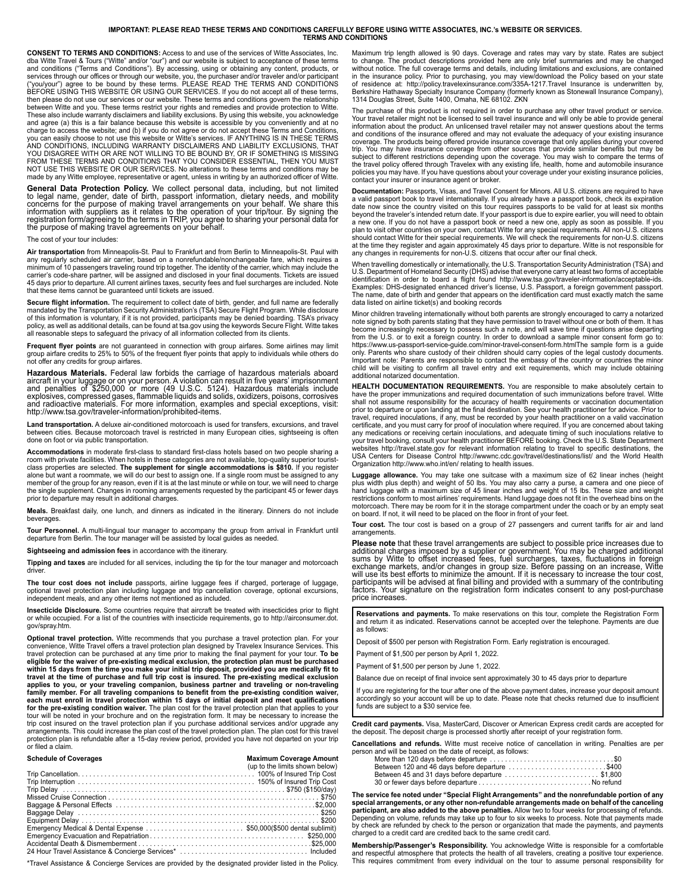**IMPORTANT: PLEASE READ THESE TERMS AND CONDITIONS CAREFULLY BEFORE USING WITTE ASSOCIATES, INC.'s WEBSITE OR SERVICES.**
**TERMS AND CONDITIONS**

**CONSENT TO TERMS AND CONDITIONS:** Access to and use of the services of Witte Associates, Inc. dba Witte Travel & Tours ("Witte" and/or "our") and our website is subject to acceptance of these terms and conditions ("Terms and Conditions"). By accessing, using or obtaining any content, products, or services through our offices or through our website, you, the purchaser and/or traveler and/or participant ("you/your") agree to be bound by these terms. PLEASE READ THE TERMS AND CONDITIONS BEFORE USING THIS WEBSITE OR USING OUR SERVICES. If you do not accept all of these terms, then please do not use our services or our website. These terms and conditions govern the relationship between Witte and you. These terms restrict your rights and remedies and provide protection to Witte. These also include warranty disclaimers and liability exclusions. By using this website, you acknowledge and agree (a) this is a fair balance because this website is accessible by you conveniently and at no charge to access the website; and (b) if you do not agree or do not accept these Terms and Conditions, you can easily choose to not use this website or Witte's services. IF ANYTHING IS IN THESE TERMS AND CONDITIONS, INCLUDING WARRANTY DISCLAIMERS AND LIABILITY EXCLUSIONS, THAT YOU DISAGREE WITH OR ARE NOT WILLING TO BE BOUND BY, OR IF SOMETHING IS MISSING FROM THESE TERMS AND CONDITIONS THAT YOU CONSIDER ESSENTIAL, THEN YOU MUST NOT USE THIS WEBSITE OR OUR SERVICES. No alterations to these terms and conditions may be made by any Witte employee, representative or agent, unless in writing by an authorized officer of Witte.

**General Data Protection Policy.** We collect personal data, including, but not limited to legal name, gender, date of birth, passport information, dietary needs, and mobility concerns for the purpose of making travel arrangements on your behalf. We share this information with suppliers as it relates to the operation of your trip/tour. By signing the registration form/agreeing to the terms in TRIP, you agree to sharing your personal data for the purpose of making travel agreements on your behalf.

The cost of your tour includes:

**Air transportation** from Minneapolis-St. Paul to Frankfurt and from Berlin to Minneapolis-St. Paul with any regularly scheduled air carrier, based on a nonrefundable/nonchangeable fare, which requires a minimum of 10 passengers traveling round trip together. The identity of the carrier, which may include the carrier's code-share partner, will be assigned and disclosed in your final documents. Tickets are issued 45 days prior to departure. All current airline taxes, security fees and fuel surcharges are included. Note that these items cannot be guaranteed until tickets are issued.

**Secure flight information.** The requirement to collect date of birth, gender, and full name are federally mandated by the Transportation Security Administration's (TSA) Secure Flight Program. While disclosure of this information is voluntary, if it is not provided, participants may be denied boarding. TSA's privacy policy, as well as additional details, can be found at tsa.gov using the keywords Secure Flight. Witte takes all reasonable steps to safeguard the privacy of all information collected from its clients.

**Frequent flyer points** are not guaranteed in connection with group airfares. Some airlines may limit group airfare credits to 25% to 50% of the frequent flyer points that apply to individuals while others do not offer any credits for group airfares.

**Hazardous Materials.** Federal law forbids the carriage of hazardous materials aboard aircraft in your luggage or on your person. A violation can result in five years' imprisonment and penalties of $250,000 or more (49 U.S.C. 5124). Hazardous materials include explosives, compressed gases, flammable liquids and solids, oxidizers, poisons, corrosives and radioactive materials. For more information, examples and special exceptions, visit: http://www.tsa.gov/traveler-information/prohibited-items.

**Land transportation.** A deluxe air-conditioned motorcoach is used for transfers, excursions, and travel between cities. Because motorcoach travel is restricted in many European cities, sightseeing is often done on foot or via public transportation.

**Accommodations** in moderate first-class to standard first-class hotels based on two people sharing a room with private facilities. When hotels in these categories are not available, top-quality superior tourist-class properties are selected. **The supplement for single accommodations is $810.** If you register alone but want a roommate, we will do our best to assign one. If a single room must be assigned to any member of the group for any reason, even if it is at the last minute or while on tour, we will need to charge the single supplement. Changes in rooming arrangements requested by the participant 45 or fewer days prior to departure may result in additional charges.

**Meals.** Breakfast daily, one lunch, and dinners as indicated in the itinerary. Dinners do not include beverages.

**Tour Personnel.** A multi-lingual tour manager to accompany the group from arrival in Frankfurt until departure from Berlin. The tour manager will be assisted by local guides as needed.

**Sightseeing and admission fees** in accordance with the itinerary.

**Tipping and taxes** are included for all services, including the tip for the tour manager and motorcoach driver.

**The tour cost does not include** passports, airline luggage fees if charged, porterage of luggage, optional travel protection plan including luggage and trip cancellation coverage, optional excursions, independent meals, and any other items not mentioned as included.

**Insecticide Disclosure.** Some countries require that aircraft be treated with insecticides prior to flight or while occupied. For a list of the countries with insecticide requirements, go to http://airconsumer.dot.gov/spray.htm.

**Optional travel protection.** Witte recommends that you purchase a travel protection plan. For your convenience, Witte Travel offers a travel protection plan designed by Travelex Insurance Services. This travel protection can be purchased at any time prior to making the final payment for your tour. **To be eligible for the waiver of pre-existing medical exclusion, the protection plan must be purchased within 15 days from the time you make your initial trip deposit, provided you are medically fit to travel at the time of purchase and full trip cost is insured. The pre-existing medical exclusion applies to you, or your traveling companion, business partner and traveling or non-traveling family member. For all traveling companions to benefit from the pre-existing condition waiver, each must enroll in travel protection within 15 days of initial deposit and meet qualifications for the pre-existing condition waiver.** The plan cost for the travel protection plan that applies to your tour will be noted in your brochure and on the registration form. It may be necessary to increase the trip cost insured on the travel protection plan if you purchase additional services and/or upgrade any arrangements. This could increase the plan cost of the travel protection plan. The plan cost for this travel protection plan is refundable after a 15-day review period, provided you have not departed on your trip or filed a claim.

| Schedule of Coverages | Maximum Coverage Amount (up to the limits shown below) |
|---|---|
| Trip Cancellation | 100% of Insured Trip Cost |
| Trip Interruption | 150% of Insured Trip Cost |
| Trip Delay | $750 ($150/day) |
| Missed Cruise Connection | $750 |
| Baggage & Personal Effects | $2,000 |
| Baggage Delay | $250 |
| Equipment Delay | $200 |
| Emergency Medical & Dental Expense | $50,000($500 dental sublimit) |
| Emergency Evacuation and Repatriation | $250,000 |
| Accidental Death & Dismemberment | $25,000 |
| 24 Hour Travel Assistance & Concierge Services* | Included |

*Travel Assistance & Concierge Services are provided by the designated provider listed in the Policy.

Maximum trip length allowed is 90 days. Coverage and rates may vary by state. Rates are subject to change. The product descriptions provided here are only brief summaries and may be changed without notice. The full coverage terms and details, including limitations and exclusions, are contained in the insurance policy. Prior to purchasing, you may view/download the Policy based on your state of residence at: http://policy.travelexinsurance.com/335A-1217.Travel Insurance is underwritten by, Berkshire Hathaway Specialty Insurance Company (formerly known as Stonewall Insurance Company), 1314 Douglas Street, Suite 1400, Omaha, NE 68102. ZKN

The purchase of this product is not required in order to purchase any other travel product or service. Your travel retailer might not be licensed to sell travel insurance and will only be able to provide general information about the product. An unlicensed travel retailer may not answer questions about the terms and conditions of the insurance offered and may not evaluate the adequacy of your existing insurance coverage. The products being offered provide insurance coverage that only applies during your covered trip. You may have insurance coverage from other sources that provide similar benefits but may be subject to different restrictions depending upon the coverage. You may wish to compare the terms of the travel policy offered through Travelex with any existing life, health, home and automobile insurance policies you may have. If you have questions about your coverage under your existing insurance policies, contact your insurer or insurance agent or broker.

**Documentation:** Passports, Visas, and Travel Consent for Minors. All U.S. citizens are required to have a valid passport book to travel internationally. If you already have a passport book, check its expiration date now since the country visited on this tour requires passports to be valid for at least six months beyond the traveler's intended return date. If your passport is due to expire earlier, you will need to obtain a new one. If you do not have a passport book or need a new one, apply as soon as possible. If you plan to visit other countries on your own, contact Witte for any special requirements. All non-U.S. citizens should contact Witte for their special requirements. We will check the requirements for non-U.S. citizens at the time they register and again approximately 45 days prior to departure. Witte is not responsible for any changes in requirements for non-U.S. citizens that occur after our final check.

When travelling domestically or internationally, the U.S. Transportation Security Administration (TSA) and U.S. Department of Homeland Security (DHS) advise that everyone carry at least two forms of acceptable identification in order to board a flight found http://www.tsa.gov/traveler-information/acceptable-ids. Examples: DHS-designated enhanced driver's license, U.S. Passport, a foreign government passport. The name, date of birth and gender that appears on the identification card must exactly match the same data listed on airline ticket(s) and booking records

Minor children traveling internationally without both parents are strongly encouraged to carry a notarized note signed by both parents stating that they have permission to travel without one or both of them. It has become increasingly necessary to possess such a note, and will save time if questions arise departing from the U.S. or to exit a foreign country. In order to download a sample minor consent form go to: https://www.us-passport-service-guide.com/minor-travel-consent-form.htmlThe sample form is a guide only. Parents who share custody of their children should carry copies of the legal custody documents. Important note: Parents are responsible to contact the embassy of the country or countries the minor child will be visiting to confirm all travel entry and exit requirements, which may include obtaining additional notarized documentation.

**HEALTH DOCUMENTATION REQUIREMENTS.** You are responsible to make absolutely certain to have the proper immunizations and required documentation of such immunizations before travel. Witte shall not assume responsibility for the accuracy of health requirements or vaccination documentation prior to departure or upon landing at the final destination. See your health practitioner for advice. Prior to travel, required inoculations, if any, must be recorded by your health practitioner on a valid vaccination certificate, and you must carry for proof of inoculation where required. If you are concerned about taking any medications or receiving certain inoculations, and adequate timing of such inoculations relative to your travel booking, consult your health practitioner BEFORE booking. Check the U.S. State Department websites http://travel.state.gov for relevant information relating to travel to specific destinations, the USA Centers for Disease Control http://wwwnc.cdc.gov/travel/destinations/list/ and the World Health Organization http://www.who.int/en/ relating to health issues.

**Luggage allowance.** You may take one suitcase with a maximum size of 62 linear inches (height plus width plus depth) and weight of 50 lbs. You may also carry a purse, a camera and one piece of hand luggage with a maximum size of 45 linear inches and weight of 15 lbs. These size and weight restrictions conform to most airlines' requirements. Hand luggage does not fit in the overhead bins on the motorcoach. There may be room for it in the storage compartment under the coach or by an empty seat on board. If not, it will need to be placed on the floor in front of your feet.

**Tour cost.** The tour cost is based on a group of 27 passengers and current tariffs for air and land arrangements.

**Please note** that these travel arrangements are subject to possible price increases due to additional charges imposed by a supplier or government. You may be charged additional sums by Witte to offset increased fees, fuel surcharges, taxes, fluctuations in foreign exchange markets, and/or changes in group size. Before passing on an increase, Witte will use its best efforts to minimize the amount. If it is necessary to increase the tour cost, participants will be advised at final billing and provided with a summary of the contributing factors. Your signature on the registration form indicates consent to any post-purchase price increases.

**Reservations and payments.** To make reservations on this tour, complete the Registration Form and return it as indicated. Reservations cannot be accepted over the telephone. Payments are due as follows:

Deposit of $500 per person with Registration Form. Early registration is encouraged.

Payment of $1,500 per person by April 1, 2022.

Payment of $1,500 per person by June 1, 2022.

Balance due on receipt of final invoice sent approximately 30 to 45 days prior to departure

If you are registering for the tour after one of the above payment dates, increase your deposit amount accordingly so your account will be up to date. Please note that checks returned due to insufficient funds are subject to a $30 service fee.

**Credit card payments.** Visa, MasterCard, Discover or American Express credit cards are accepted for the deposit. The deposit charge is processed shortly after receipt of your registration form.

**Cancellations and refunds.** Witte must receive notice of cancellation in writing. Penalties are per person and will be based on the date of receipt, as follows:

| | |
|---|---|
| More than 120 days before departure | $0 |
| Between 120 and 46 days before departure | $400 |
| Between 45 and 31 days before departure | $1,800 |
| 30 or fewer days before departure | No refund |

**The service fee noted under "Special Flight Arrangements" and the nonrefundable portion of any special arrangements, or any other non-refundable arrangements made on behalf of the canceling participant, are also added to the above penalties.** Allow two to four weeks for processing of refunds. Depending on volume, refunds may take up to four to six weeks to process. Note that payments made by check are refunded by check to the person or organization that made the payments, and payments charged to a credit card are credited back to the same credit card.

**Membership/Passenger's Responsibility.** You acknowledge Witte is responsible for a comfortable and respectful atmosphere that protects the health of all travelers, creating a positive tour experience. This requires commitment from every individual on the tour to assume personal responsibility for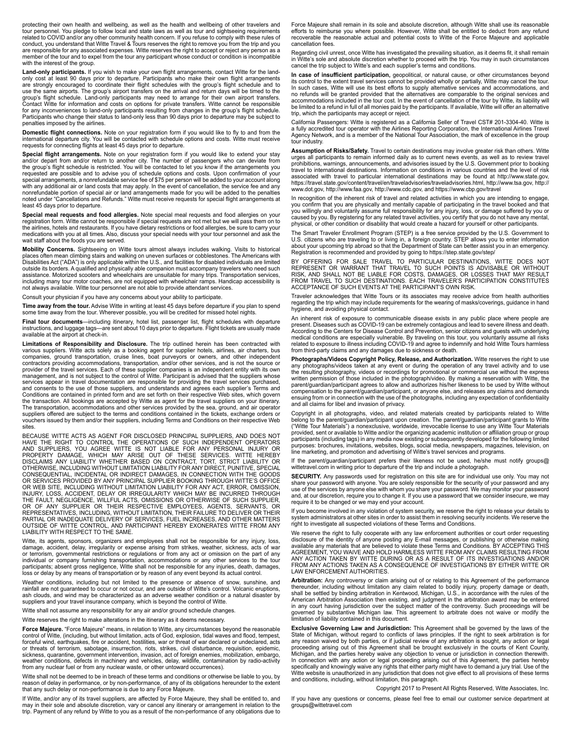protecting their own health and wellbeing, as well as the health and wellbeing of other travelers and tour personnel. You pledge to follow local and state laws as well as tour and sightseeing requirements related to COVID and/or any other community health concern. If you refuse to comply with these rules of conduct, you understand that Witte Travel & Tours reserves the right to remove you from the trip and you are responsible for any associated expenses. Witte reserves the right to accept or reject any person as a member of the tour and to expel from the tour any participant whose conduct or condition is incompatible with the interest of the group.

**Land-only participants.** If you wish to make your own flight arrangements, contact Witte for the land-only cost at least 90 days prior to departure. Participants who make their own flight arrangements are strongly encouraged to coordinate their flight schedules with the group's flight schedule and to use the same airports. The group's airport transfers on the arrival and return days will be timed to the group's flight schedule. Land-only participants may need to arrange for their own airport transfers. Contact Witte for information and costs on options for private transfers. Witte cannot be responsible for any inconveniences to land-only participants resulting from changes in the group's flight schedule. Participants who change their status to land-only less than 90 days prior to departure may be subject to penalties imposed by the airlines.

**Domestic flight connections.** Note on your registration form if you would like to fly to and from the international departure city. You will be contacted with schedule options and costs. Witte must receive requests for connecting flights at least 45 days prior to departure.

**Special flight arrangements.** Note on your registration form if you would like to extend your stay and/or depart from and/or return to another city. The number of passengers who can deviate from the group's flight schedule is restricted. You will be contacted to let you know if the arrangements you requested are possible and to advise you of schedule options and costs. Upon confirmation of your special arrangements, a nonrefundable service fee of $75 per person will be added to your account along with any additional air or land costs that may apply. In the event of cancellation, the service fee and any nonrefundable portion of special air or land arrangements made for you will be added to the penalties noted under "Cancellations and Refunds." Witte must receive requests for special flight arrangements at least 45 days prior to departure.

**Special meal requests and food allergies.** Note special meal requests and food allergies on your registration form. Witte cannot be responsible if special requests are not met but we will pass them on to the airlines, hotels and restaurants. If you have dietary restrictions or food allergies, be sure to carry your medications with you at all times. Also, discuss your special needs with your tour personnel and ask the wait staff about the foods you are served.

**Mobility Concerns.** Sightseeing on Witte tours almost always includes walking. Visits to historical places often mean climbing stairs and walking on uneven surfaces or cobblestones. The Americans with Disabilities Act ("ADA") is only applicable within the U.S., and facilities for disabled individuals are limited outside its borders. A qualified and physically able companion must accompany travelers who need such assistance. Motorized scooters and wheelchairs are unsuitable for many trips. Transportation services, including many tour motor coaches, are not equipped with wheelchair ramps. Handicap accessibility is not always available. Witte tour personnel are not able to provide attendant services.

Consult your physician if you have any concerns about your ability to participate.

**Time away from the tour.** Advise Witte in writing at least 45 days before departure if you plan to spend some time away from the tour. Wherever possible, you will be credited for missed hotel nights.

**Final tour documents**—including itinerary, hotel list, passenger list, flight schedules with departure instructions, and luggage tags—are sent about 10 days prior to departure. Flight tickets are usually made available at the airport at check-in.

**Limitations of Responsibility and Disclosure.** The trip outlined herein has been contracted with various suppliers. Witte acts solely as a booking agent for supplier hotels, airlines, air charters, bus companies, ground transportation, cruise lines, boat purveyors or owners, and other independent contractors providing accommodations, transportation, and/or other services, and is not the source or provider of the travel services. Each of these supplier companies is an independent entity with its own management, and is not subject to the control of Witte. Participant is advised that the suppliers whose services appear in travel documentation are responsible for providing the travel services purchased, and consents to the use of those suppliers, and understands and agrees each supplier's Terms and Conditions are contained in printed form and are set forth on their respective Web sites, which govern the transaction. All bookings are accepted by Witte as agent for the travel suppliers on your itinerary. The transportation, accommodations and other services provided by the sea, ground, and air operator suppliers offered are subject to the terms and conditions contained in the tickets, exchange orders or vouchers issued by them and/or their suppliers, including Terms and Conditions on their respective Web sites.

BECAUSE WITTE ACTS AS AGENT FOR DISCLOSED PRINCIPAL SUPPLIERS, AND DOES NOT HAVE THE RIGHT TO CONTROL THE OPERATIONS OF SUCH INDEPENDENT OPERATORS AND SUPPLIERS, YOU AGREE WITTE IS NOT LIABLE FOR ANY PERSONAL INJURY OR PROPERTY DAMAGE, WHICH MAY ARISE OUT OF THESE SERVICES. WITTE HEREBY DISCLAIMS ANY LIABILITY WHETHER BASED ON CONTRACT, TORT, STRICT LIABILITY OR OTHERWISE, INCLUDING WITHOUT LIMITATION LIABILITY FOR ANY DIRECT, PUNITIVE, SPECIAL CONSEQUENTIAL, INCIDENTAL OR INDIRECT DAMAGES, IN CONNECTION WITH THE GOODS OR SERVICES PROVIDED BY ANY PRINCIPAL SUPPLIER BOOKING THROUGH WITTE'S OFFICE OR WEB SITE, INCLUDING WITHOUT LIMITATION LIABILITY FOR ANY ACT, ERROR, OMISSION, INJURY, LOSS, ACCIDENT, DELAY OR IRREGULARITY WHICH MAY BE INCURRED THROUGH THE FAULT, NEGLIGENCE, WILLFUL ACTS, OMISSIONS OR OTHERWISE OF SUCH SUPPLIER, OR OF ANY SUPPLIER OR THEIR RESPECTIVE EMPLOYEES, AGENTS, SERVANTS, OR REPRESENTATIVES, INCLUDING, WITHOUT LIMITATION, THEIR FAILURE TO DELIVER OR THEIR PARTIAL OR INADEQUATE DELIVERY OF SERVICES, FUEL INCREASES, AND OTHER MATTERS OUTSIDE OF WITTE CONTROL, AND PARTICIPANT HEREBY EXONERATES WITTE FROM ANY LIABILITY WITH RESPECT TO THE SAME.

Witte, its agents, sponsors, organizers and employees shall not be responsible for any injury, loss, damage, accident, delay, irregularity or expense arising from strikes, weather, sickness, acts of war or terrorism, governmental restrictions or regulations or from any act or omission on the part of any individual or company furnishing transportation, accommodations or any other services to the tour participants; absent gross negligence, Witte shall not be responsible for any injuries, death, damages, loss or delay by any means of transportation or by reason of any event beyond its actual control.

Weather conditions, including but not limited to the presence or absence of snow, sunshine, and rainfall are not guaranteed to occur or not occur, and are outside of Witte's control. Volcanic eruptions, ash clouds, and wind may be characterized as an adverse weather condition or a natural disaster by suppliers and your travel insurance company, which is beyond the control of Witte.

Witte shall not assume any responsibility for any air and/or ground schedule changes.

Witte reserves the right to make alterations in the itinerary as it deems necessary.

**Force Majeure.** "Force Majeure" means, in relation to Witte, any circumstances beyond the reasonable control of Witte, (including, but without limitation, acts of God, explosion, tidal waves and flood, tempest, forceful wind, earthquakes, fire or accident, hostilities, war or threat of war declared or undeclared, acts or threats of terrorism, sabotage, insurrection, riots, strikes, civil disturbance, requisition, epidemic, sickness, quarantine, government intervention, invasion, act of foreign enemies, mobilization, embargo, weather conditions, defects in machinery and vehicles, delay, wildlife, contamination by radio-activity from any nuclear fuel or from any nuclear waste, or other untoward occurrences).

Witte shall not be deemed to be in breach of these terms and conditions or otherwise be liable to you, by reason of delay in performance, or by non-performance, of any of its obligations hereunder to the extent that any such delay or non-performance is due to any Force Majeure.

If Witte, and/or any of its travel suppliers, are affected by Force Majeure, they shall be entitled to, and may in their sole and absolute discretion, vary or cancel any itinerary or arrangement in relation to the trip. Payment of any refund by Witte to you as a result of the non-performance of any obligations due to Force Majeure shall remain in its sole and absolute discretion, although Witte shall use its reasonable efforts to reimburse you where possible. However, Witte shall be entitled to deduct from any refund recoverable the reasonable actual and potential costs to Witte of the Force Majeure and applicable cancellation fees.

Regarding civil unrest, once Witte has investigated the prevailing situation, as it deems fit, it shall remain in Witte's sole and absolute discretion whether to proceed with the trip. You may in such circumstances cancel the trip subject to Witte's and each supplier's terms and conditions.

**In case of insufficient participation,** geopolitical, or natural cause, or other circumstances beyond its control to the extent travel services cannot be provided wholly or partially, Witte may cancel the tour. In such cases, Witte will use its best efforts to supply alternative services and accommodations, and no refunds will be granted provided that the alternatives are comparable to the original services and accommodations included in the tour cost. In the event of cancellation of the tour by Witte, its liability will be limited to a refund in full of all monies paid by the participants. If available, Witte will offer an alternative trip, which the participants may accept or reject.

California Passengers: Witte is registered as a California Seller of Travel CST# 201-3304-40. Witte is a fully accredited tour operator with the Airlines Reporting Corporation, the International Airlines Travel Agency Network, and is a member of the National Tour Association, the mark of excellence in the group tour industry.

**Assumption of Risks/Safety.** Travel to certain destinations may involve greater risk than others. Witte urges all participants to remain informed daily as to current news events, as well as to review travel prohibitions, warnings, announcements, and advisories issued by the U.S. Government prior to booking travel to international destinations. Information on conditions in various countries and the level of risk associated with travel to particular international destinations may be found at http://www.state.gov, https://travel.state.gov/content/travel/en/traveladvisories/traveladvisories.html, http://www.tsa.gov, http://www.dot.gov, http://www.faa.gov, http://www.cdc.gov, and https://www.cbp.gov/travel

In recognition of the inherent risk of travel and related activities in which you are intending to engage, you confirm that you are physically and mentally capable of participating in the travel booked and that you willingly and voluntarily assume full responsibility for any injury, loss, or damage suffered by you or caused by you. By registering for any related travel activities, you certify that you do not have any mental, physical, or other condition or disability that would create a hazard for yourself or other participants.

The Smart Traveler Enrollment Program (STEP) is a free service provided by the U.S. Government to U.S. citizens who are traveling to or living in, a foreign country. STEP allows you to enter information about your upcoming trip abroad so that the Department of State can better assist you in an emergency. Registration is recommended and provided by going to https://step.state.gov/step/

BY OFFERING FOR SALE TRAVEL TO PARTICULAR DESTINATIONS, WITTE DOES NOT REPRESENT OR WARRANT THAT TRAVEL TO SUCH POINTS IS ADVISABLE OR WITHOUT RISK, AND SHALL NOT BE LIABLE FOR COSTS, DAMAGES, OR LOSSES THAT MAY RESULT FROM TRAVEL TO SUCH DESTINATIONS. EACH TRAVELER'S PARTICIPATION CONSTITUTES ACCEPTANCE OF SUCH EVENTS AT THE PARTICIPANT'S OWN RISK.

Traveler acknowledges that Witte Tours or its associates may receive advice from health authorities regarding the trip which may include requirements for the wearing of masks/coverings, guidance in hand hygiene, and avoiding physical contact.

An inherent risk of exposure to communicable disease exists in any public place where people are present. Diseases such as COVID-19 can be extremely contagious and lead to severe illness and death. According to the Centers for Disease Control and Prevention, senior citizens and guests with underlying medical conditions are especially vulnerable. By traveling on this tour, you voluntarily assume all risks related to exposure to illness including COVID-19 and agree to indemnify and hold Witte Tours harmless from third-party claims and any damages due to sickness or death.

**Photographs/Videos Copyright Policy, Release, and Authorization.** Witte reserves the right to use any photographs/videos taken at any event or during the operation of any travel activity and to use the resulting photography, videos or recordings for promotional or commercial use without the express written permission of those included in the photograph/video. By making a reservation with Witte, the parent/guardian/participant agrees to allow and authorizes his/her likeness to be used by Witte without compensation to the parent/guardian/participant, or anyone else, and releases any claims and demands ensuing from or in connection with the use of the photographs, including any expectation of confidentiality and all claims for libel and invasion of privacy.

Copyright in all photographs, video, and related materials created by participants related to Witte belong to the parent/guardian/participant upon creation. The parent/guardian/participant grants to Witte ("Witte Tour Materials") a nonexclusive, worldwide, irrevocable license to use any Witte Tour Materials provided, sent or available to Witte and/or the organizing academic institution or affiliation group or group participants (including tags) in any media now existing or subsequently developed for the following limited purposes: brochures, invitations, websites, blogs, social media, newspapers, magazines, television, on line marketing, and promotion and advertising of Witte's travel services and programs.

If the parent/guardian/participant prefers their likeness not be used, he/she must notify groups@wittetravel.com in writing prior to departure of the trip and include a photograph.

**SECURITY.** Any passwords used for registration on this site are for individual use only. You may not share your password with anyone. You are solely responsible for the security of your password and any use of the services by anyone else with whom you share your password. We may monitor your password and, at our discretion, require you to change it. If you use a password that we consider insecure, we may require it to be changed or we may end your account.

If you become involved in any violation of system security, we reserve the right to release your details to system administrators at other sites in order to assist them in resolving security incidents. We reserve the right to investigate all suspected violations of these Terms and Conditions.

We reserve the right to fully cooperate with any law enforcement authorities or court order requesting disclosure of the identity of anyone posting any E-mail messages, or publishing or otherwise making available any materials that are believed to violate these Terms and Conditions. BY ACCEPTING THIS AGREEMENT, YOU WAIVE AND HOLD HARMLESS WITTE FROM ANY CLAIMS RESULTING FROM ANY ACTION TAKEN BY WITTE DURING OR AS A RESULT OF ITS INVESTIGATIONS AND/OR FROM ANY ACTIONS TAKEN AS A CONSEQUENCE OF INVESTIGATIONS BY EITHER WITTE OR LAW ENFORCEMENT AUTHORITIES.

**Arbitration:** Any controversy or claim arising out of or relating to this Agreement of the performance thereunder, including without limitation any claim related to bodily injury, property damage or death, shall be settled by binding arbitration in Kentwood, Michigan, U.S., in accordance with the rules of the American Arbitration Association then existing, and judgment in the arbitration award may be entered in any court having jurisdiction over the subject matter of the controversy. Such proceedings will be governed by substantive Michigan law. This agreement to arbitrate does not waive or modify the limitation of liability contained in this document.

**Exclusive Governing Law and Jurisdiction:** This Agreement shall be governed by the laws of the State of Michigan, without regard to conflicts of laws principles. If the right to seek arbitration is for any reason waived by both parties, or if judicial review of any arbitration is sought, any action or legal proceeding arising out of this Agreement shall be brought exclusively in the courts of Kent County, Michigan, and the parties hereby waive any objection to venue or jurisdiction in connection therewith. In connection with any action or legal proceeding arising out of this Agreement, the parties hereby specifically and knowingly waive any rights that either party might have to demand a jury trial. Use of the Witte website is unauthorized in any jurisdiction that does not give effect to all provisions of these terms and conditions, including, without limitation, this paragraph.

Copyright 2017 to Present All Rights Reserved, Witte Associates, Inc.

If you have any questions or concerns, please feel free to email our customer service department at groups@wittetravel.com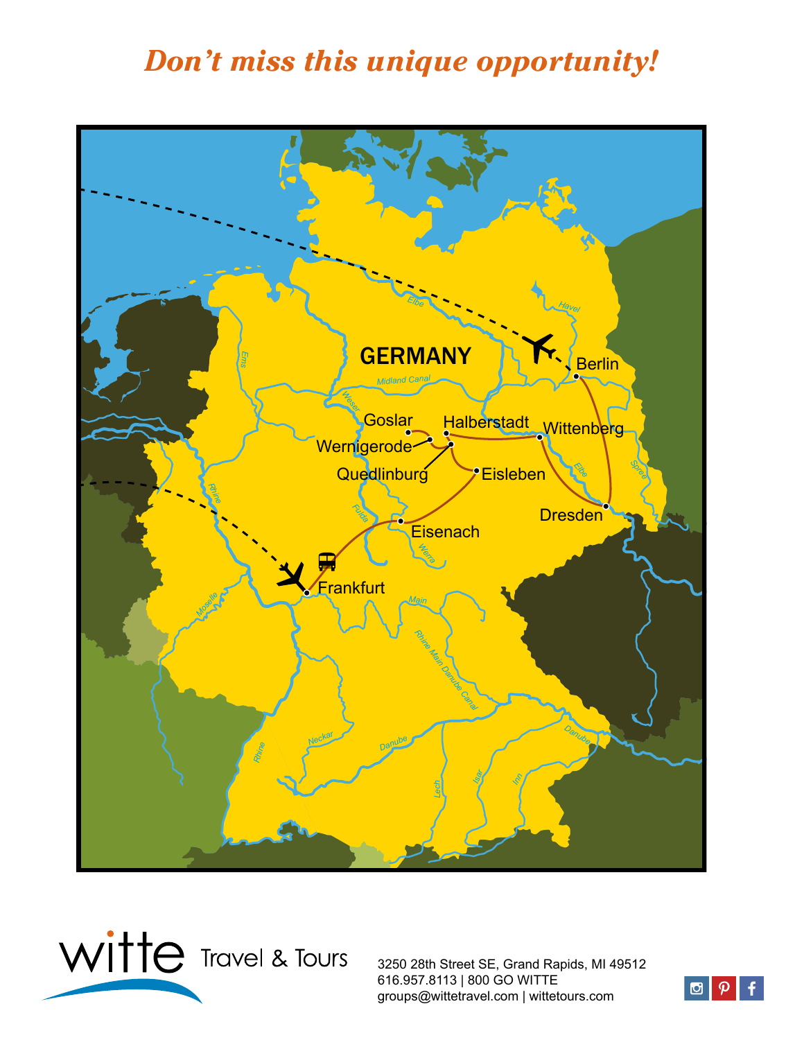## *Don't miss this unique opportunity!*

GERMANY

Berlin

Wittenberg

Dresden

Halberstadt

Goslar

Wernigerode

Quedlinburg

Eisleben

Eisenach

Frankfurt

Elbe

Havel

Midland Canal

Weser

Ems

Rhine

Fulda

Werra

Spree

Main

Moselle

Rhine Main Danube Canal

Neckar

Danube

Lech

Isar

Inn

witte Travel & Tours

3250 28th Street SE, Grand Rapids, MI 49512
616.957.8113 | 800 GO WITTE
groups@wittetravel.com | wittetours.com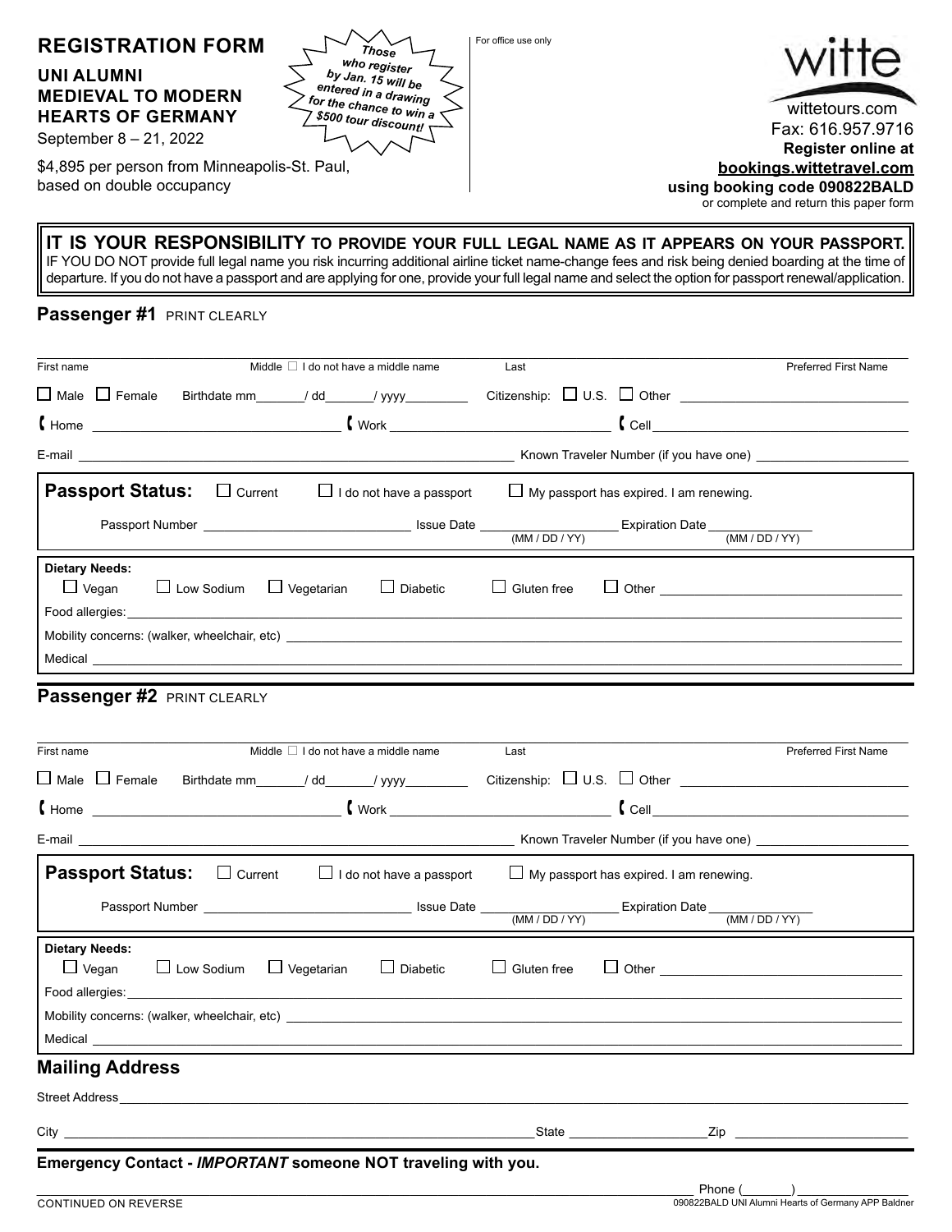# REGISTRATION FORM

**UNI ALUMNI**
**MEDIEVAL TO MODERN**
**HEARTS OF GERMANY**

September 8 – 21, 2022

$4,895 per person from Minneapolis-St. Paul, based on double occupancy

***Those who register by Jan. 15 will be entered in a drawing for the chance to win a $500 tour discount!***

For office use only

witte

wittetours.com
Fax: 616.957.9716
**Register online at**
**bookings.wittetravel.com**
**using booking code 090822BALD**
or complete and return this paper form

**IT IS YOUR RESPONSIBILITY TO PROVIDE YOUR FULL LEGAL NAME AS IT APPEARS ON YOUR PASSPORT.** IF YOU DO NOT provide full legal name you risk incurring additional airline ticket name-change fees and risk being denied boarding at the time of departure. If you do not have a passport and are applying for one, provide your full legal name and select the option for passport renewal/application.

## Passenger #1 PRINT CLEARLY

First name ____ Middle ☐ I do not have a middle name ____ Last ____ Preferred First Name ____

☐ Male ☐ Female Birthdate mm____/ dd____/ yyyy____ Citizenship: ☐ U.S. ☐ Other ____

Home ____ Work ____ Cell ____

E-mail ____ Known Traveler Number (if you have one) ____

**Passport Status:** ☐ Current ☐ I do not have a passport ☐ My passport has expired. I am renewing.

Passport Number ____ Issue Date ____ (MM / DD / YY) Expiration Date ____ (MM / DD / YY)

**Dietary Needs:**
☐ Vegan ☐ Low Sodium ☐ Vegetarian ☐ Diabetic ☐ Gluten free ☐ Other ____

Food allergies: ____

Mobility concerns: (walker, wheelchair, etc) ____

Medical ____

## Passenger #2 PRINT CLEARLY

First name ____ Middle ☐ I do not have a middle name ____ Last ____ Preferred First Name ____

☐ Male ☐ Female Birthdate mm____/ dd____/ yyyy____ Citizenship: ☐ U.S. ☐ Other ____

Home ____ Work ____ Cell ____

E-mail ____ Known Traveler Number (if you have one) ____

**Passport Status:** ☐ Current ☐ I do not have a passport ☐ My passport has expired. I am renewing.

Passport Number ____ Issue Date ____ (MM / DD / YY) Expiration Date ____ (MM / DD / YY)

**Dietary Needs:**
☐ Vegan ☐ Low Sodium ☐ Vegetarian ☐ Diabetic ☐ Gluten free ☐ Other ____

Food allergies: ____

Mobility concerns: (walker, wheelchair, etc) ____

Medical ____

## Mailing Address

Street Address ____

City ____ State ____ Zip ____

**Emergency Contact - *IMPORTANT* someone NOT traveling with you.**

____ Phone (____) ____

CONTINUED ON REVERSE

090822BALD UNI Alumni Hearts of Germany APP Baldner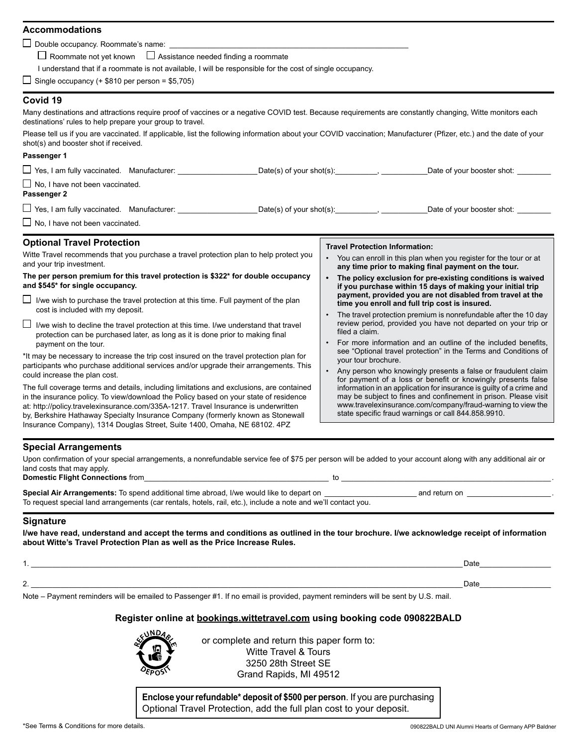## Accommodations

☐ Double occupancy. Roommate's name: ______________________________

☐ Roommate not yet known ☐ Assistance needed finding a roommate

I understand that if a roommate is not available, I will be responsible for the cost of single occupancy.

☐ Single occupancy (+ $810 per person = $5,705)

## Covid 19

Many destinations and attractions require proof of vaccines or a negative COVID test. Because requirements are constantly changing, Witte monitors each destinations' rules to help prepare your group to travel.

Please tell us if you are vaccinated. If applicable, list the following information about your COVID vaccination; Manufacturer (Pfizer, etc.) and the date of your shot(s) and booster shot if received.

**Passenger 1**

☐ Yes, I am fully vaccinated. Manufacturer: __________ Date(s) of your shot(s): __________, __________ Date of your booster shot: __________

☐ No, I have not been vaccinated.

**Passenger 2**

☐ Yes, I am fully vaccinated. Manufacturer: __________ Date(s) of your shot(s): __________, __________ Date of your booster shot: __________

☐ No, I have not been vaccinated.

## Optional Travel Protection

Witte Travel recommends that you purchase a travel protection plan to help protect you and your trip investment.

**The per person premium for this travel protection is $322* for double occupancy and $545* for single occupancy.**

☐ I/we wish to purchase the travel protection at this time. Full payment of the plan cost is included with my deposit.

☐ I/we wish to decline the travel protection at this time. I/we understand that travel protection can be purchased later, as long as it is done prior to making final payment on the tour.

*It may be necessary to increase the trip cost insured on the travel protection plan for participants who purchase additional services and/or upgrade their arrangements. This could increase the plan cost.

The full coverage terms and details, including limitations and exclusions, are contained in the insurance policy. To view/download the Policy based on your state of residence at: http://policy.travelexinsurance.com/335A-1217. Travel Insurance is underwritten by, Berkshire Hathaway Specialty Insurance Company (formerly known as Stonewall Insurance Company), 1314 Douglas Street, Suite 1400, Omaha, NE 68102. 4PZ

**Travel Protection Information:**

- You can enroll in this plan when you register for the tour or at **any time prior to making final payment on the tour.**
- **The policy exclusion for pre-existing conditions is waived if you purchase within 15 days of making your initial trip payment, provided you are not disabled from travel at the time you enroll and full trip cost is insured.**
- The travel protection premium is nonrefundable after the 10 day review period, provided you have not departed on your trip or filed a claim.
- For more information and an outline of the included benefits, see "Optional travel protection" in the Terms and Conditions of your tour brochure.
- Any person who knowingly presents a false or fraudulent claim for payment of a loss or benefit or knowingly presents false information in an application for insurance is guilty of a crime and may be subject to fines and confinement in prison. Please visit www.travelexinsurance.com/company/fraud-warning to view the state specific fraud warnings or call 844.858.9910.

## Special Arrangements

Upon confirmation of your special arrangements, a nonrefundable service fee of $75 per person will be added to your account along with any additional air or land costs that may apply.

**Domestic Flight Connections** from______________________________ to ______________________________.

**Special Air Arrangements:** To spend additional time abroad, I/we would like to depart on __________________ and return on __________________.
To request special land arrangements (car rentals, hotels, rail, etc.), include a note and we'll contact you.

## Signature

**I/we have read, understand and accept the terms and conditions as outlined in the tour brochure. I/we acknowledge receipt of information about Witte's Travel Protection Plan as well as the Price Increase Rules.**

1. ______________________________________________ Date______________

2. ______________________________________________ Date______________

Note – Payment reminders will be emailed to Passenger #1. If no email is provided, payment reminders will be sent by U.S. mail.

**Register online at bookings.wittetravel.com using booking code 090822BALD**

REFUNDABLE DEPOSIT

or complete and return this paper form to:
Witte Travel & Tours
3250 28th Street SE
Grand Rapids, MI 49512

**Enclose your refundable* deposit of $500 per person**. If you are purchasing Optional Travel Protection, add the full plan cost to your deposit.

*See Terms & Conditions for more details.

090822BALD UNI Alumni Hearts of Germany APP Baldner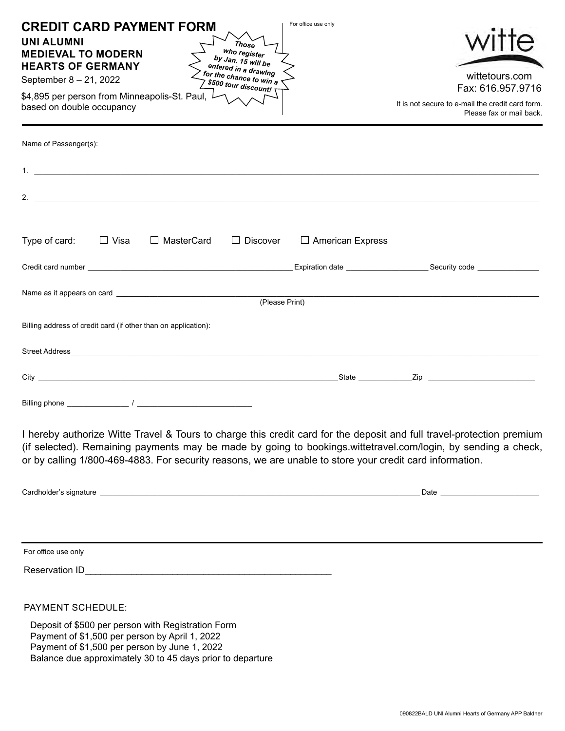# CREDIT CARD PAYMENT FORM

**UNI ALUMNI**
**MEDIEVAL TO MODERN**
**HEARTS OF GERMANY**

September 8 – 21, 2022

$4,895 per person from Minneapolis-St. Paul, based on double occupancy

***Those who register by Jan. 15 will be entered in a drawing for the chance to win a $500 tour discount!***

For office use only

witte

wittetours.com
Fax: 616.957.9716

It is not secure to e-mail the credit card form. Please fax or mail back.

---

Name of Passenger(s):

1. ______________________________

2. ______________________________

Type of card: ☐ Visa ☐ MasterCard ☐ Discover ☐ American Express

Credit card number ______________________ Expiration date ____________ Security code __________

Name as it appears on card ______________________________
(Please Print)

Billing address of credit card (if other than on application):

Street Address ______________________________

City ______________________ State __________ Zip ______________

Billing phone __________ / ______________

I hereby authorize Witte Travel & Tours to charge this credit card for the deposit and full travel-protection premium (if selected). Remaining payments may be made by going to bookings.wittetravel.com/login, by sending a check, or by calling 1/800-469-4883. For security reasons, we are unable to store your credit card information.

Cardholder's signature ______________________________ Date ______________

---

For office use only

Reservation ID______________________________

PAYMENT SCHEDULE:

Deposit of $500 per person with Registration Form
Payment of $1,500 per person by April 1, 2022
Payment of $1,500 per person by June 1, 2022
Balance due approximately 30 to 45 days prior to departure

090822BALD UNI Alumni Hearts of Germany APP Baldner